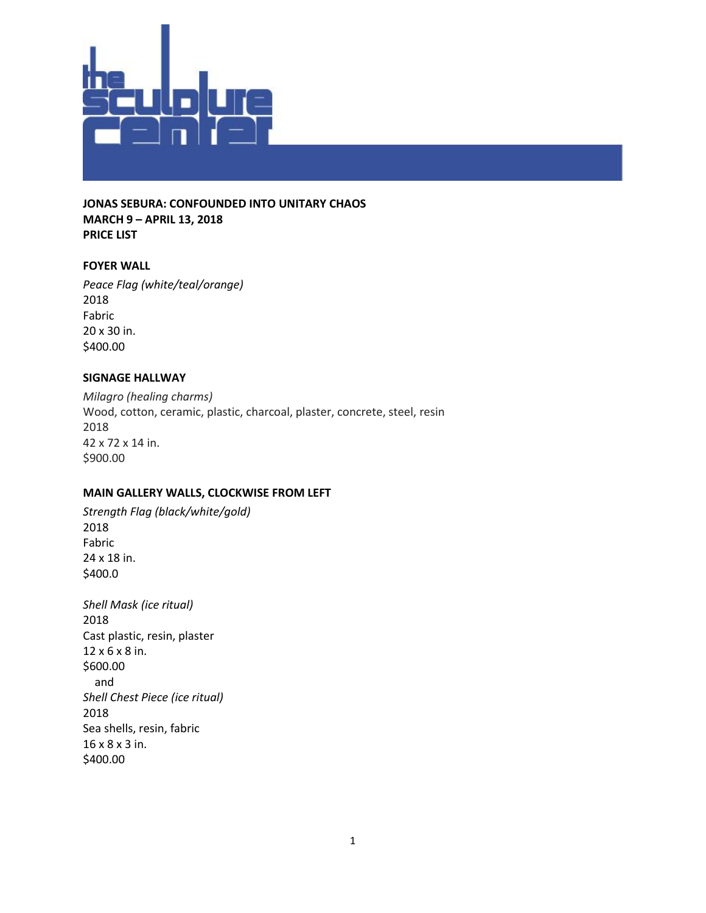**JONAS SEBURA: CONFOUNDED INTO UNITARY CHAOS**
**MARCH 9 – APRIL 13, 2018**
**PRICE LIST**

**FOYER WALL**

*Peace Flag (white/teal/orange)*
2018
Fabric
20 x 30 in.
$400.00

**SIGNAGE HALLWAY**

*Milagro (healing charms)*
Wood, cotton, ceramic, plastic, charcoal, plaster, concrete, steel, resin
2018
42 x 72 x 14 in.
$900.00

**MAIN GALLERY WALLS, CLOCKWISE FROM LEFT**

*Strength Flag (black/white/gold)*
2018
Fabric
24 x 18 in.
$400.0

*Shell Mask (ice ritual)*
2018
Cast plastic, resin, plaster
12 x 6 x 8 in.
$600.00
and
*Shell Chest Piece (ice ritual)*
2018
Sea shells, resin, fabric
16 x 8 x 3 in.
$400.00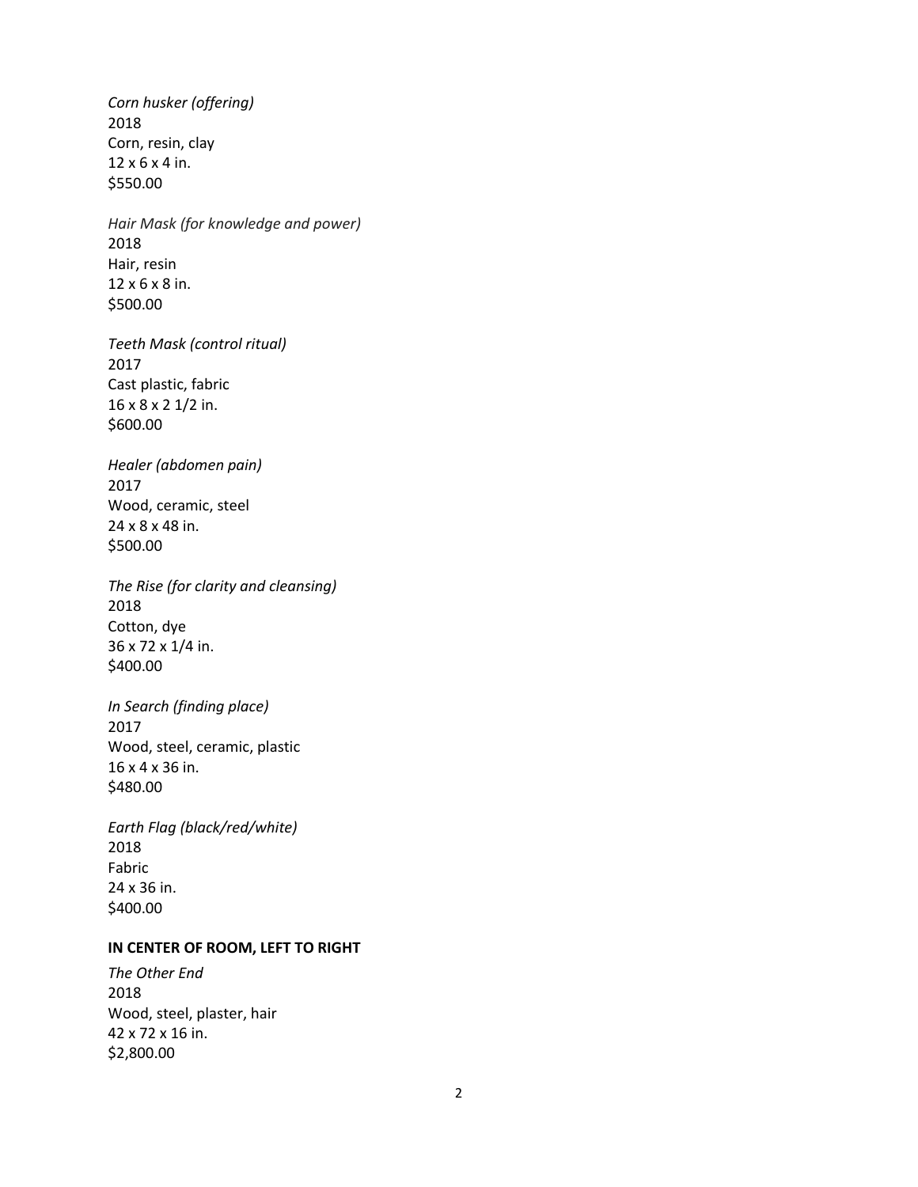*Corn husker (offering)*
2018
Corn, resin, clay
12 x 6 x 4 in.
$550.00

*Hair Mask (for knowledge and power)*
2018
Hair, resin
12 x 6 x 8 in.
$500.00

*Teeth Mask (control ritual)*
2017
Cast plastic, fabric
16 x 8 x 2 1/2 in.
$600.00

*Healer (abdomen pain)*
2017
Wood, ceramic, steel
24 x 8 x 48 in.
$500.00

*The Rise (for clarity and cleansing)*
2018
Cotton, dye
36 x 72 x 1/4 in.
$400.00

*In Search (finding place)*
2017
Wood, steel, ceramic, plastic
16 x 4 x 36 in.
$480.00

*Earth Flag (black/red/white)*
2018
Fabric
24 x 36 in.
$400.00

**IN CENTER OF ROOM, LEFT TO RIGHT**

*The Other End*
2018
Wood, steel, plaster, hair
42 x 72 x 16 in.
$2,800.00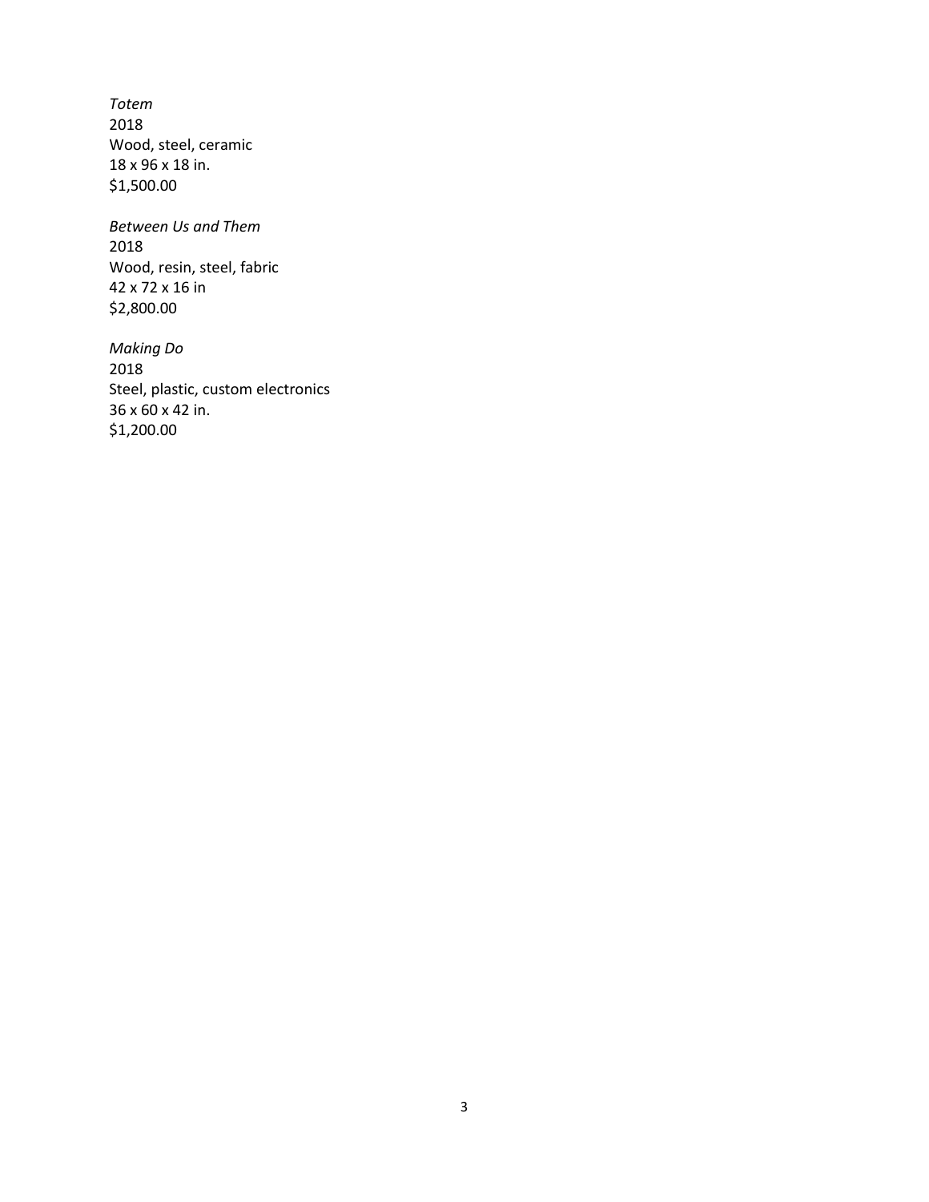*Totem*
2018
Wood, steel, ceramic
18 x 96 x 18 in.
$1,500.00

*Between Us and Them*
2018
Wood, resin, steel, fabric
42 x 72 x 16 in
$2,800.00

*Making Do*
2018
Steel, plastic, custom electronics
36 x 60 x 42 in.
$1,200.00